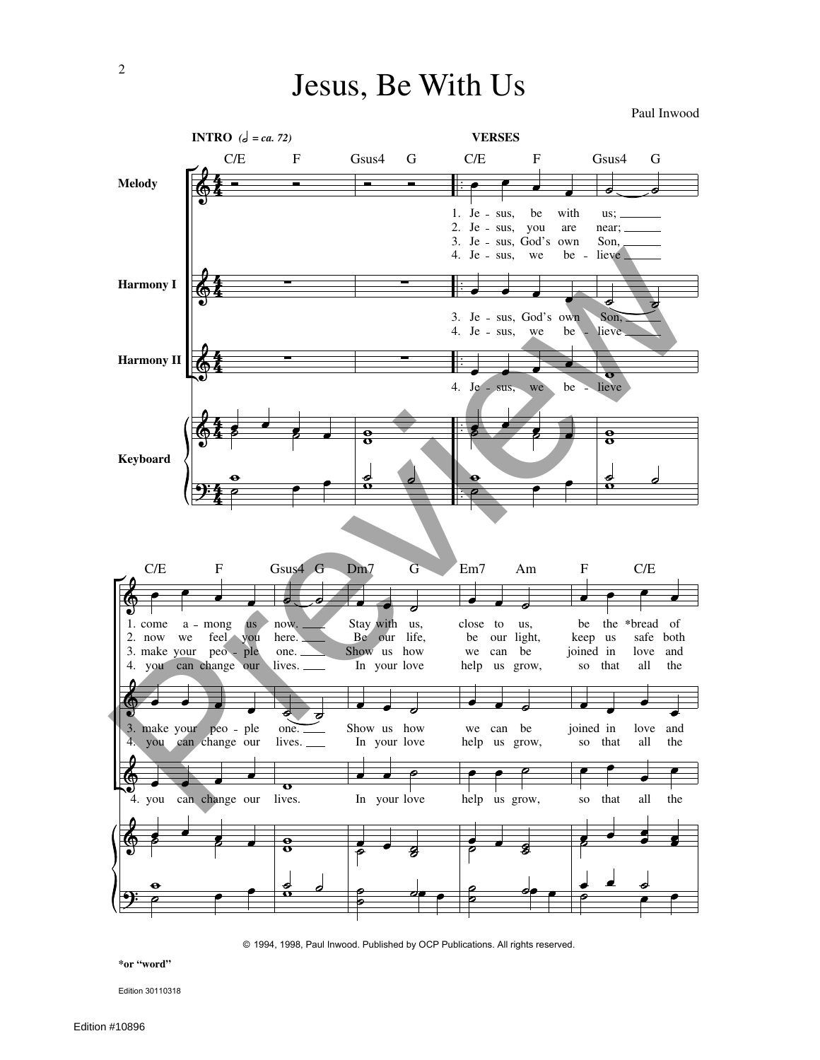# Jesus, Be With Us

Paul Inwood

**INTRO** (half note = ca. 72) **VERSES**

C/E F Gsus4 G | C/E F Gsus4 G

Melody

1. Je - sus, be with us;
2. Je - sus, you are near;
3. Je - sus, God's own Son,
4. Je - sus, we be - lieve

Harmony I

3. Je - sus, God's own Son,
4. Je - sus, we be - lieve

Harmony II

4. Je - sus, we be - lieve

Keyboard

C/E F Gsus4 G Dm7 G Em7 Am F C/E

1. come a - mong us now. Stay with us, close to us, be the *bread of
2. now we feel you here. Be our life, be our light, keep us safe both
3. make your peo - ple one. Show us how we can be joined in love and
4. you can change our lives. In your love help us grow, so that all the

3. make your peo - ple one. Show us how we can be joined in love and
4. you can change our lives. In your love help us grow, so that all the

4. you can change our lives. In your love help us grow, so that all the

© 1994, 1998, Paul Inwood. Published by OCP Publications. All rights reserved.

*or "word"

Edition 30110318

Edition #10896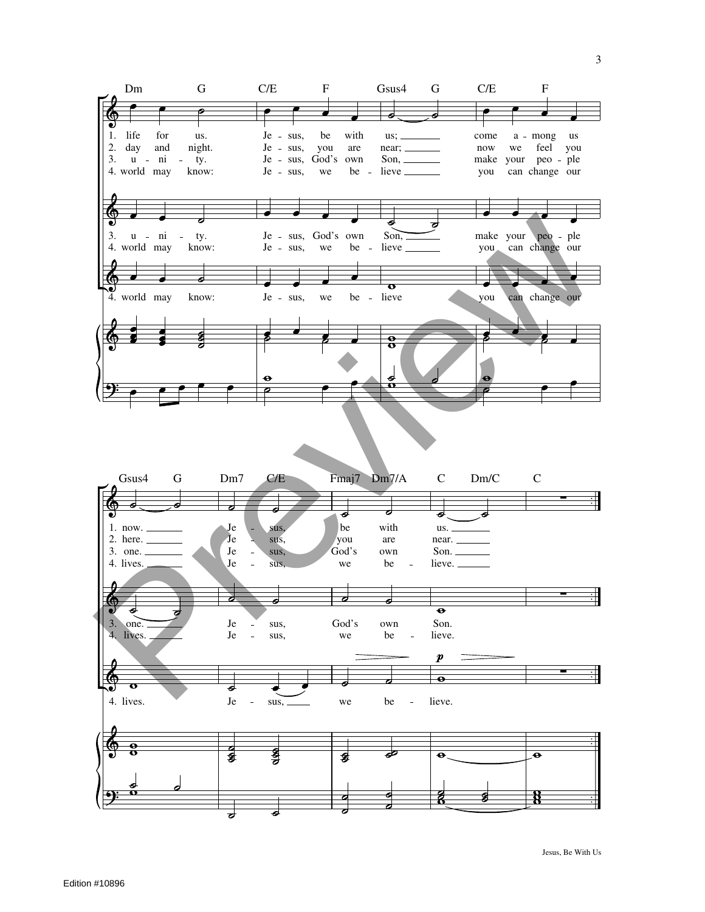Dm G C/E F Gsus4 G C/E F

1. life for us. Je - sus, be with us; come a - mong us
2. day and night. Je - sus, you are near; now we feel you
3. u - ni - ty. Je - sus, God's own Son, make your peo - ple
4. world may know: Je - sus, we be - lieve you can change our

3. u - ni - ty. Je - sus, God's own Son, make your peo - ple
4. world may know: Je - sus, we be - lieve you can change our

4. world may know: Je - sus, we be - lieve you can change our

Gsus4 G Dm7 C/E Fmaj7 Dm7/A C Dm/C C

1. now. Je - sus, be with us.
2. here. Je - sus, you are near.
3. one. Je - sus, God's own Son.
4. lives. Je - sus, we be - lieve.

3. one. Je - sus, God's own Son.
4. lives. Je - sus, we be - lieve.

*p*

4. lives. Je - sus, we be - lieve.

Jesus, Be With Us

Edition #10896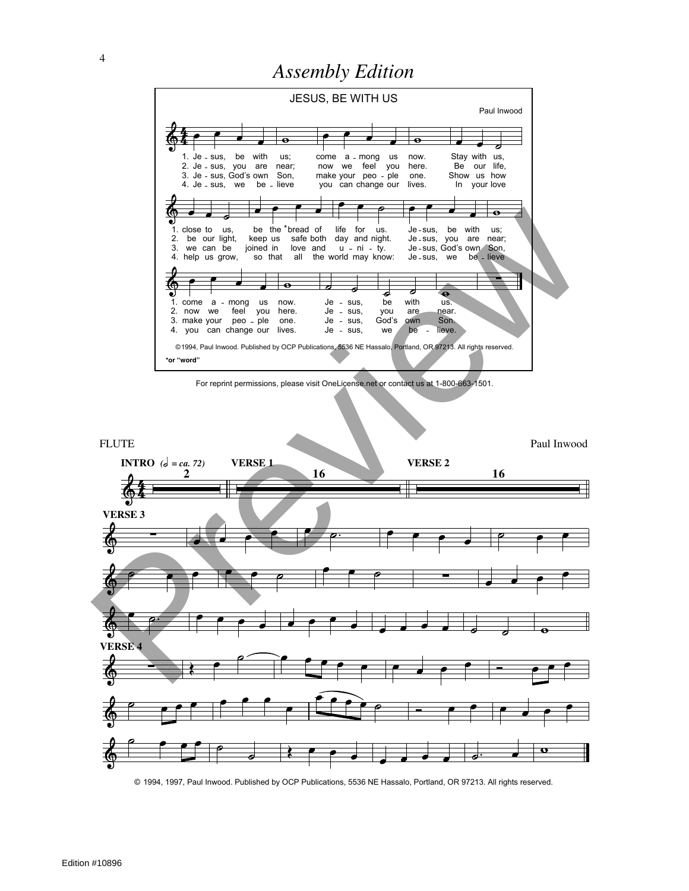# *Assembly Edition*

JESUS, BE WITH US

Paul Inwood

1. Je - sus, be with us; come a - mong us now. Stay with us,
2. Je - sus, you are near; now we feel you here. Be our life,
3. Je - sus, God's own Son, make your peo - ple one. Show us how
4. Je - sus, we be - lieve you can change our lives. In your love

1. close to us, be the *bread of life for us. Je - sus, be with us;
2. be our light, keep us safe both day and night. Je - sus, you are near;
3. we can be joined in love and u - ni - ty. Je - sus, God's own Son,
4. help us grow, so that all the world may know: Je - sus, we be - lieve

1. come a - mong us now. Je - sus, be with us.
2. now we feel you here. Je - sus, you are near.
3. make your peo - ple one. Je - sus, God's own Son.
4. you can change our lives. Je - sus, we be - lieve.

©1994, Paul Inwood. Published by OCP Publications, 5536 NE Hassalo, Portland, OR 97213. All rights reserved.

*or "word"

For reprint permissions, please visit OneLicense.net or contact us at 1-800-663-1501.

FLUTE

Paul Inwood

INTRO (𝅗𝅥 = ca. 72) 2 — VERSE 1 16 — VERSE 2 16

VERSE 3

VERSE 4

© 1994, 1997, Paul Inwood. Published by OCP Publications, 5536 NE Hassalo, Portland, OR 97213. All rights reserved.

Edition #10896